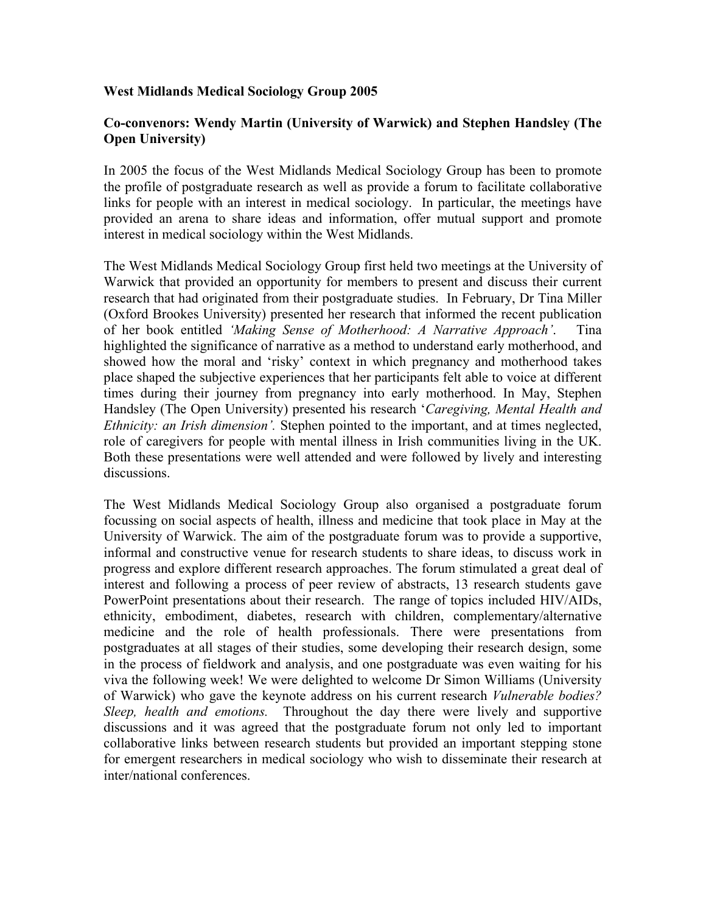**West Midlands Medical Sociology Group 2005**

**Co-convenors: Wendy Martin (University of Warwick) and Stephen Handsley (The Open University)**

In 2005 the focus of the West Midlands Medical Sociology Group has been to promote the profile of postgraduate research as well as provide a forum to facilitate collaborative links for people with an interest in medical sociology. In particular, the meetings have provided an arena to share ideas and information, offer mutual support and promote interest in medical sociology within the West Midlands.

The West Midlands Medical Sociology Group first held two meetings at the University of Warwick that provided an opportunity for members to present and discuss their current research that had originated from their postgraduate studies. In February, Dr Tina Miller (Oxford Brookes University) presented her research that informed the recent publication of her book entitled *'Making Sense of Motherhood: A Narrative Approach'*. Tina highlighted the significance of narrative as a method to understand early motherhood, and showed how the moral and 'risky' context in which pregnancy and motherhood takes place shaped the subjective experiences that her participants felt able to voice at different times during their journey from pregnancy into early motherhood. In May, Stephen Handsley (The Open University) presented his research '*Caregiving, Mental Health and Ethnicity: an Irish dimension'.* Stephen pointed to the important, and at times neglected, role of caregivers for people with mental illness in Irish communities living in the UK. Both these presentations were well attended and were followed by lively and interesting discussions.

The West Midlands Medical Sociology Group also organised a postgraduate forum focussing on social aspects of health, illness and medicine that took place in May at the University of Warwick. The aim of the postgraduate forum was to provide a supportive, informal and constructive venue for research students to share ideas, to discuss work in progress and explore different research approaches. The forum stimulated a great deal of interest and following a process of peer review of abstracts, 13 research students gave PowerPoint presentations about their research. The range of topics included HIV/AIDs, ethnicity, embodiment, diabetes, research with children, complementary/alternative medicine and the role of health professionals. There were presentations from postgraduates at all stages of their studies, some developing their research design, some in the process of fieldwork and analysis, and one postgraduate was even waiting for his viva the following week! We were delighted to welcome Dr Simon Williams (University of Warwick) who gave the keynote address on his current research *Vulnerable bodies? Sleep, health and emotions.* Throughout the day there were lively and supportive discussions and it was agreed that the postgraduate forum not only led to important collaborative links between research students but provided an important stepping stone for emergent researchers in medical sociology who wish to disseminate their research at inter/national conferences.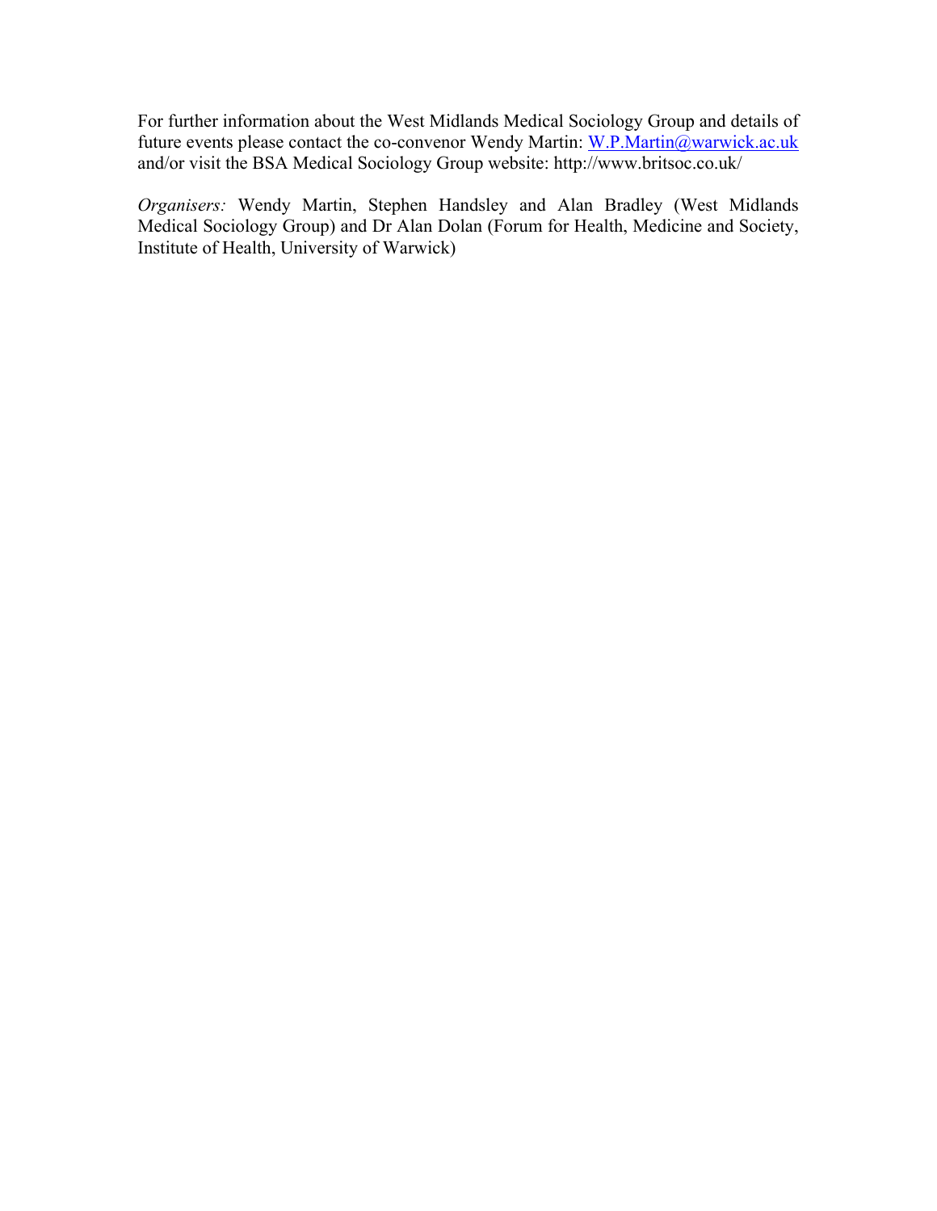For further information about the West Midlands Medical Sociology Group and details of future events please contact the co-convenor Wendy Martin: W.P.Martin@warwick.ac.uk and/or visit the BSA Medical Sociology Group website: http://www.britsoc.co.uk/

*Organisers:* Wendy Martin, Stephen Handsley and Alan Bradley (West Midlands Medical Sociology Group) and Dr Alan Dolan (Forum for Health, Medicine and Society, Institute of Health, University of Warwick)